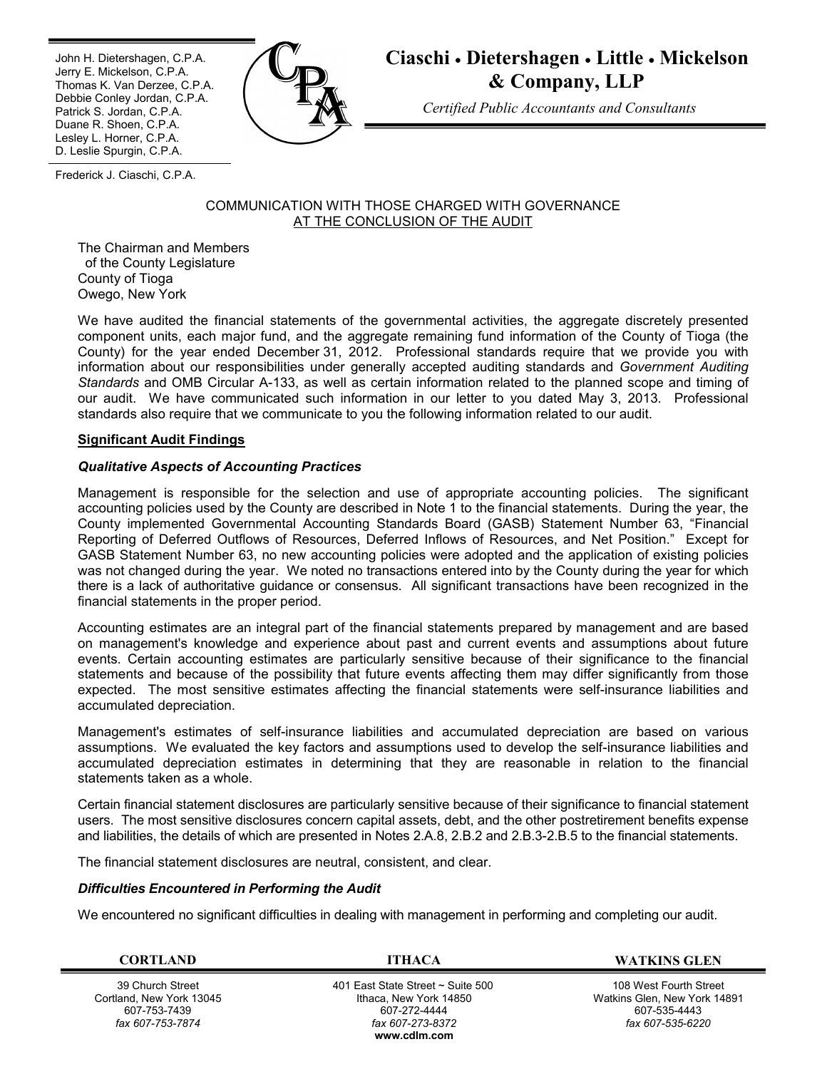John H. Dietershagen, C.P.A.
Jerry E. Mickelson, C.P.A.
Thomas K. Van Derzee, C.P.A.
Debbie Conley Jordan, C.P.A.
Patrick S. Jordan, C.P.A.
Duane R. Shoen, C.P.A.
Lesley L. Horner, C.P.A.
D. Leslie Spurgin, C.P.A.

Frederick J. Ciaschi, C.P.A.

# Ciaschi • Dietershagen • Little • Mickelson & Company, LLP

*Certified Public Accountants and Consultants*

COMMUNICATION WITH THOSE CHARGED WITH GOVERNANCE
AT THE CONCLUSION OF THE AUDIT

The Chairman and Members
of the County Legislature
County of Tioga
Owego, New York

We have audited the financial statements of the governmental activities, the aggregate discretely presented component units, each major fund, and the aggregate remaining fund information of the County of Tioga (the County) for the year ended December 31, 2012. Professional standards require that we provide you with information about our responsibilities under generally accepted auditing standards and *Government Auditing Standards* and OMB Circular A-133, as well as certain information related to the planned scope and timing of our audit. We have communicated such information in our letter to you dated May 3, 2013. Professional standards also require that we communicate to you the following information related to our audit.

**Significant Audit Findings**

***Qualitative Aspects of Accounting Practices***

Management is responsible for the selection and use of appropriate accounting policies. The significant accounting policies used by the County are described in Note 1 to the financial statements. During the year, the County implemented Governmental Accounting Standards Board (GASB) Statement Number 63, "Financial Reporting of Deferred Outflows of Resources, Deferred Inflows of Resources, and Net Position." Except for GASB Statement Number 63, no new accounting policies were adopted and the application of existing policies was not changed during the year. We noted no transactions entered into by the County during the year for which there is a lack of authoritative guidance or consensus. All significant transactions have been recognized in the financial statements in the proper period.

Accounting estimates are an integral part of the financial statements prepared by management and are based on management's knowledge and experience about past and current events and assumptions about future events. Certain accounting estimates are particularly sensitive because of their significance to the financial statements and because of the possibility that future events affecting them may differ significantly from those expected. The most sensitive estimates affecting the financial statements were self-insurance liabilities and accumulated depreciation.

Management's estimates of self-insurance liabilities and accumulated depreciation are based on various assumptions. We evaluated the key factors and assumptions used to develop the self-insurance liabilities and accumulated depreciation estimates in determining that they are reasonable in relation to the financial statements taken as a whole.

Certain financial statement disclosures are particularly sensitive because of their significance to financial statement users. The most sensitive disclosures concern capital assets, debt, and the other postretirement benefits expense and liabilities, the details of which are presented in Notes 2.A.8, 2.B.2 and 2.B.3-2.B.5 to the financial statements.

The financial statement disclosures are neutral, consistent, and clear.

***Difficulties Encountered in Performing the Audit***

We encountered no significant difficulties in dealing with management in performing and completing our audit.

| CORTLAND | ITHACA | WATKINS GLEN |
|---|---|---|
| 39 Church Street<br>Cortland, New York 13045<br>607-753-7439<br>*fax 607-753-7874* | 401 East State Street ~ Suite 500<br>Ithaca, New York 14850<br>607-272-4444<br>*fax 607-273-8372*<br>**www.cdlm.com** | 108 West Fourth Street<br>Watkins Glen, New York 14891<br>607-535-4443<br>*fax 607-535-6220* |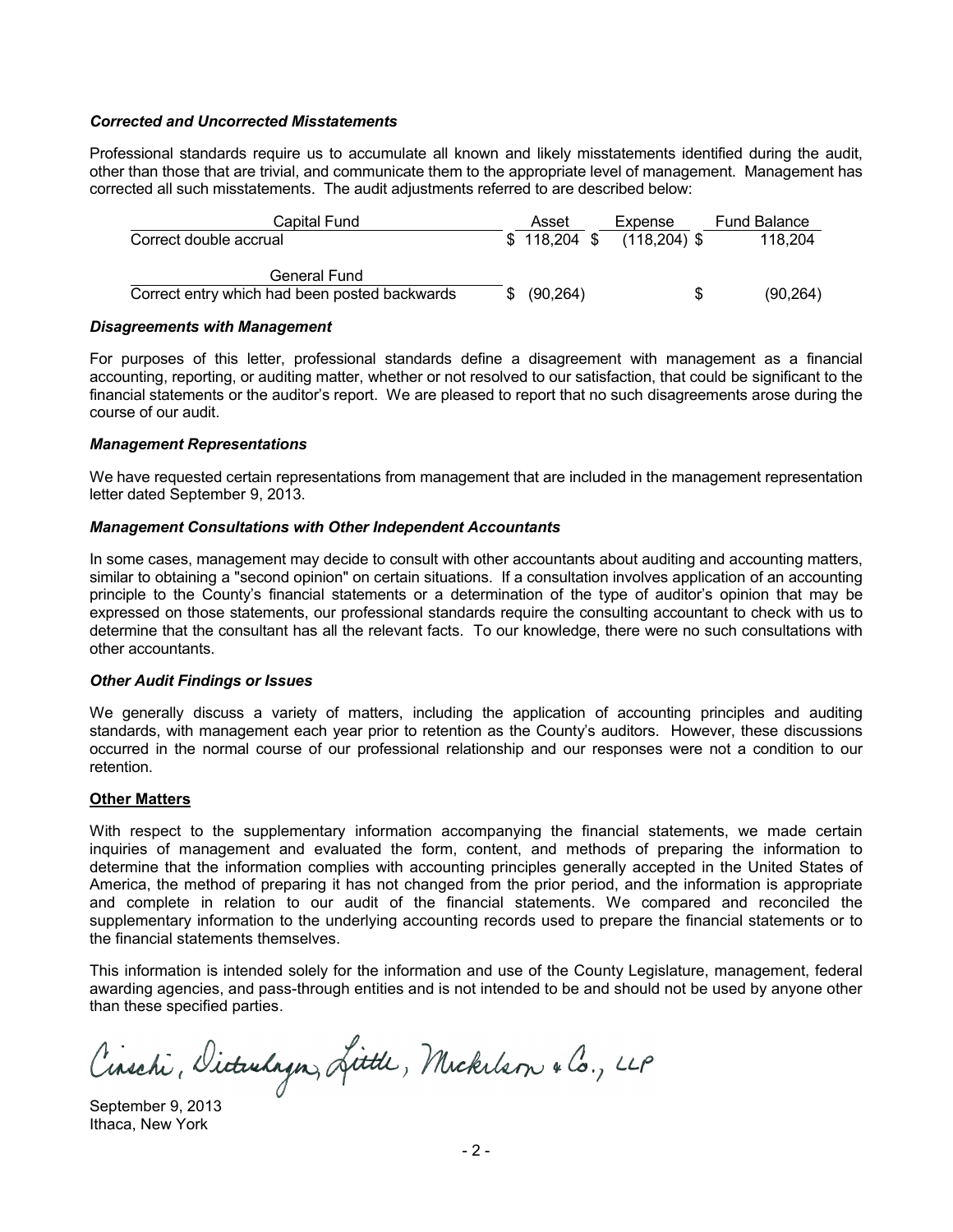### *Corrected and Uncorrected Misstatements*

Professional standards require us to accumulate all known and likely misstatements identified during the audit, other than those that are trivial, and communicate them to the appropriate level of management. Management has corrected all such misstatements. The audit adjustments referred to are described below:

| Capital Fund | Asset | Expense | Fund Balance |
|---|---|---|---|
| Correct double accrual | $ 118,204 | $ (118,204) | $ 118,204 |
| General Fund | | | |
| Correct entry which had been posted backwards | $ (90,264) | | $ (90,264) |

### *Disagreements with Management*

For purposes of this letter, professional standards define a disagreement with management as a financial accounting, reporting, or auditing matter, whether or not resolved to our satisfaction, that could be significant to the financial statements or the auditor's report. We are pleased to report that no such disagreements arose during the course of our audit.

### *Management Representations*

We have requested certain representations from management that are included in the management representation letter dated September 9, 2013.

### *Management Consultations with Other Independent Accountants*

In some cases, management may decide to consult with other accountants about auditing and accounting matters, similar to obtaining a "second opinion" on certain situations. If a consultation involves application of an accounting principle to the County's financial statements or a determination of the type of auditor's opinion that may be expressed on those statements, our professional standards require the consulting accountant to check with us to determine that the consultant has all the relevant facts. To our knowledge, there were no such consultations with other accountants.

### *Other Audit Findings or Issues*

We generally discuss a variety of matters, including the application of accounting principles and auditing standards, with management each year prior to retention as the County's auditors. However, these discussions occurred in the normal course of our professional relationship and our responses were not a condition to our retention.

## Other Matters

With respect to the supplementary information accompanying the financial statements, we made certain inquiries of management and evaluated the form, content, and methods of preparing the information to determine that the information complies with accounting principles generally accepted in the United States of America, the method of preparing it has not changed from the prior period, and the information is appropriate and complete in relation to our audit of the financial statements. We compared and reconciled the supplementary information to the underlying accounting records used to prepare the financial statements or to the financial statements themselves.

This information is intended solely for the information and use of the County Legislature, management, federal awarding agencies, and pass-through entities and is not intended to be and should not be used by anyone other than these specified parties.

Ciaschi, Dietershagen, Little, Mickelson & Co., LLP

September 9, 2013
Ithaca, New York